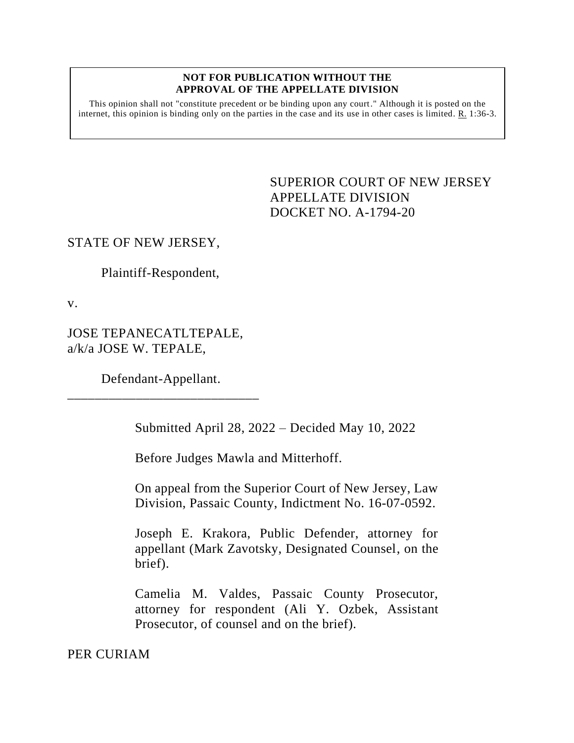**NOT FOR PUBLICATION WITHOUT THE APPROVAL OF THE APPELLATE DIVISION**

This opinion shall not "constitute precedent or be binding upon any court." Although it is posted on the internet, this opinion is binding only on the parties in the case and its use in other cases is limited. R. 1:36-3.

SUPERIOR COURT OF NEW JERSEY
APPELLATE DIVISION
DOCKET NO. A-1794-20

STATE OF NEW JERSEY,

Plaintiff-Respondent,

v.

JOSE TEPANECATLTEPALE, a/k/a JOSE W. TEPALE,

Defendant-Appellant.

_______________________________

Submitted April 28, 2022 – Decided May 10, 2022

Before Judges Mawla and Mitterhoff.

On appeal from the Superior Court of New Jersey, Law Division, Passaic County, Indictment No. 16-07-0592.

Joseph E. Krakora, Public Defender, attorney for appellant (Mark Zavotsky, Designated Counsel, on the brief).

Camelia M. Valdes, Passaic County Prosecutor, attorney for respondent (Ali Y. Ozbek, Assistant Prosecutor, of counsel and on the brief).

PER CURIAM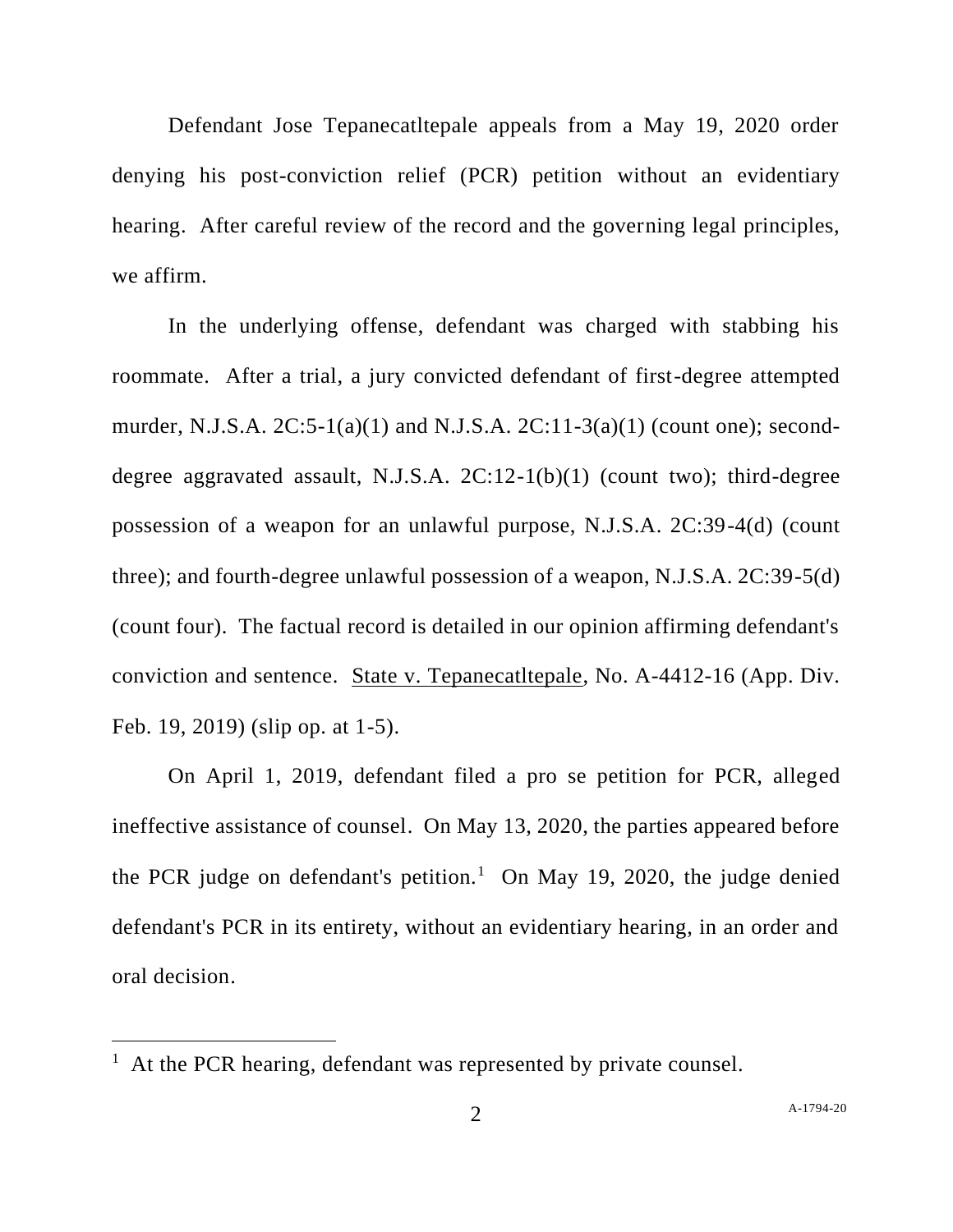Defendant Jose Tepanecatltepale appeals from a May 19, 2020 order denying his post-conviction relief (PCR) petition without an evidentiary hearing. After careful review of the record and the governing legal principles, we affirm.

In the underlying offense, defendant was charged with stabbing his roommate. After a trial, a jury convicted defendant of first-degree attempted murder, N.J.S.A. 2C:5-1(a)(1) and N.J.S.A. 2C:11-3(a)(1) (count one); second-degree aggravated assault, N.J.S.A. 2C:12-1(b)(1) (count two); third-degree possession of a weapon for an unlawful purpose, N.J.S.A. 2C:39-4(d) (count three); and fourth-degree unlawful possession of a weapon, N.J.S.A. 2C:39-5(d) (count four). The factual record is detailed in our opinion affirming defendant's conviction and sentence. State v. Tepanecatltepale, No. A-4412-16 (App. Div. Feb. 19, 2019) (slip op. at 1-5).

On April 1, 2019, defendant filed a pro se petition for PCR, alleged ineffective assistance of counsel. On May 13, 2020, the parties appeared before the PCR judge on defendant's petition.[1] On May 19, 2020, the judge denied defendant's PCR in its entirety, without an evidentiary hearing, in an order and oral decision.

[1] At the PCR hearing, defendant was represented by private counsel.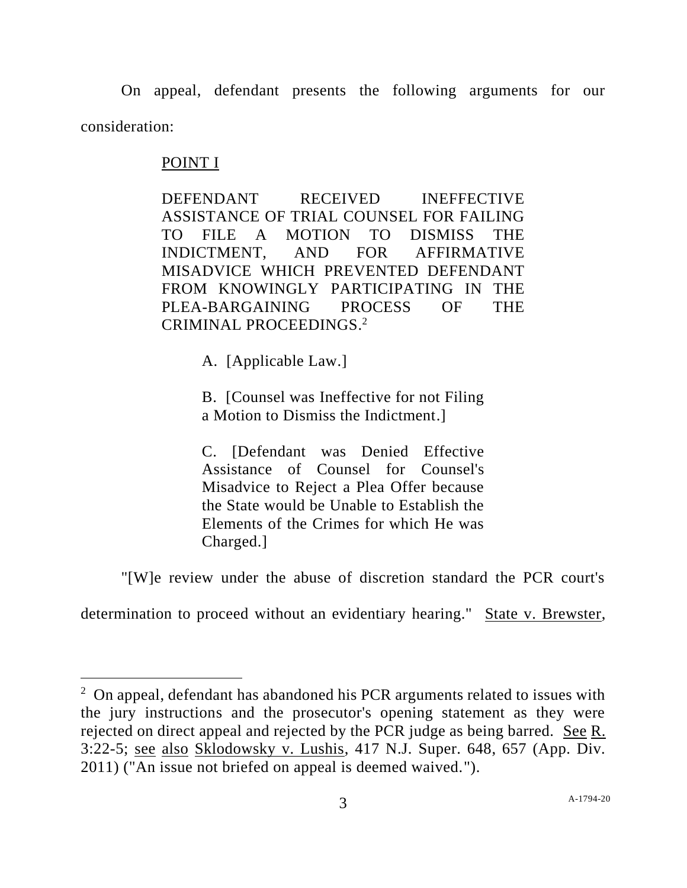On appeal, defendant presents the following arguments for our consideration:

> <u>POINT I</u>
>
> DEFENDANT RECEIVED INEFFECTIVE ASSISTANCE OF TRIAL COUNSEL FOR FAILING TO FILE A MOTION TO DISMISS THE INDICTMENT, AND FOR AFFIRMATIVE MISADVICE WHICH PREVENTED DEFENDANT FROM KNOWINGLY PARTICIPATING IN THE PLEA-BARGAINING PROCESS OF THE CRIMINAL PROCEEDINGS.[2]
>
> > A. [Applicable Law.]
> >
> > B. [Counsel was Ineffective for not Filing a Motion to Dismiss the Indictment.]
> >
> > C. [Defendant was Denied Effective Assistance of Counsel for Counsel's Misadvice to Reject a Plea Offer because the State would be Unable to Establish the Elements of the Crimes for which He was Charged.]

"[W]e review under the abuse of discretion standard the PCR court's determination to proceed without an evidentiary hearing." <u>State v. Brewster</u>,

---

[2] On appeal, defendant has abandoned his PCR arguments related to issues with the jury instructions and the prosecutor's opening statement as they were rejected on direct appeal and rejected by the PCR judge as being barred. <u>See</u> <u>R.</u> 3:22-5; <u>see</u> <u>also</u> <u>Sklodowsky v. Lushis</u>, 417 N.J. Super. 648, 657 (App. Div. 2011) ("An issue not briefed on appeal is deemed waived.").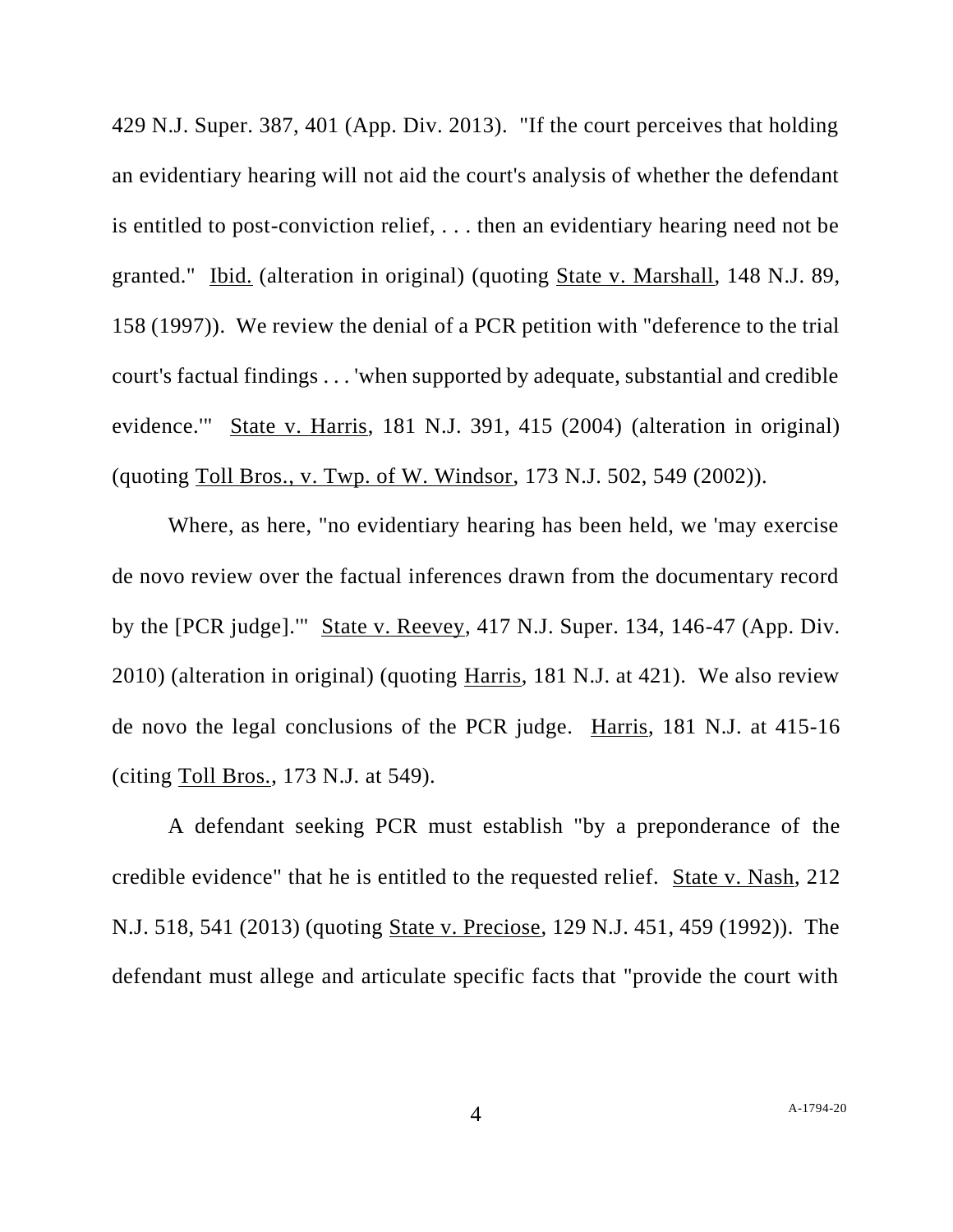429 N.J. Super. 387, 401 (App. Div. 2013). "If the court perceives that holding an evidentiary hearing will not aid the court's analysis of whether the defendant is entitled to post-conviction relief, . . . then an evidentiary hearing need not be granted." Ibid. (alteration in original) (quoting State v. Marshall, 148 N.J. 89, 158 (1997)). We review the denial of a PCR petition with "deference to the trial court's factual findings . . . 'when supported by adequate, substantial and credible evidence.'" State v. Harris, 181 N.J. 391, 415 (2004) (alteration in original) (quoting Toll Bros., v. Twp. of W. Windsor, 173 N.J. 502, 549 (2002)).

Where, as here, "no evidentiary hearing has been held, we 'may exercise de novo review over the factual inferences drawn from the documentary record by the [PCR judge].'" State v. Reevey, 417 N.J. Super. 134, 146-47 (App. Div. 2010) (alteration in original) (quoting Harris, 181 N.J. at 421). We also review de novo the legal conclusions of the PCR judge. Harris, 181 N.J. at 415-16 (citing Toll Bros., 173 N.J. at 549).

A defendant seeking PCR must establish "by a preponderance of the credible evidence" that he is entitled to the requested relief. State v. Nash, 212 N.J. 518, 541 (2013) (quoting State v. Preciose, 129 N.J. 451, 459 (1992)). The defendant must allege and articulate specific facts that "provide the court with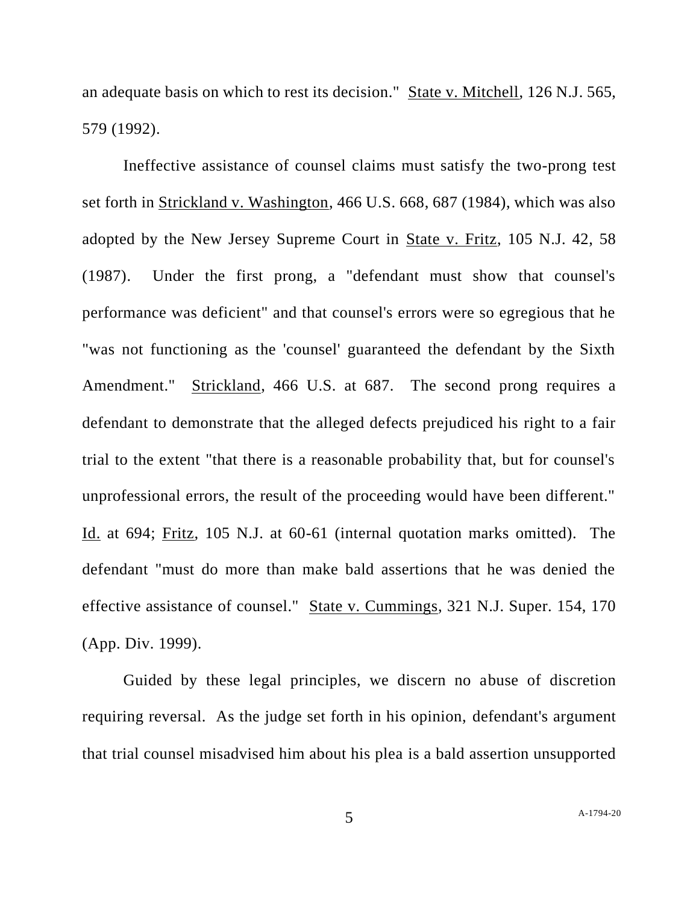an adequate basis on which to rest its decision." State v. Mitchell, 126 N.J. 565, 579 (1992).

Ineffective assistance of counsel claims must satisfy the two-prong test set forth in Strickland v. Washington, 466 U.S. 668, 687 (1984), which was also adopted by the New Jersey Supreme Court in State v. Fritz, 105 N.J. 42, 58 (1987). Under the first prong, a "defendant must show that counsel's performance was deficient" and that counsel's errors were so egregious that he "was not functioning as the 'counsel' guaranteed the defendant by the Sixth Amendment." Strickland, 466 U.S. at 687. The second prong requires a defendant to demonstrate that the alleged defects prejudiced his right to a fair trial to the extent "that there is a reasonable probability that, but for counsel's unprofessional errors, the result of the proceeding would have been different." Id. at 694; Fritz, 105 N.J. at 60-61 (internal quotation marks omitted). The defendant "must do more than make bald assertions that he was denied the effective assistance of counsel." State v. Cummings, 321 N.J. Super. 154, 170 (App. Div. 1999).

Guided by these legal principles, we discern no abuse of discretion requiring reversal. As the judge set forth in his opinion, defendant's argument that trial counsel misadvised him about his plea is a bald assertion unsupported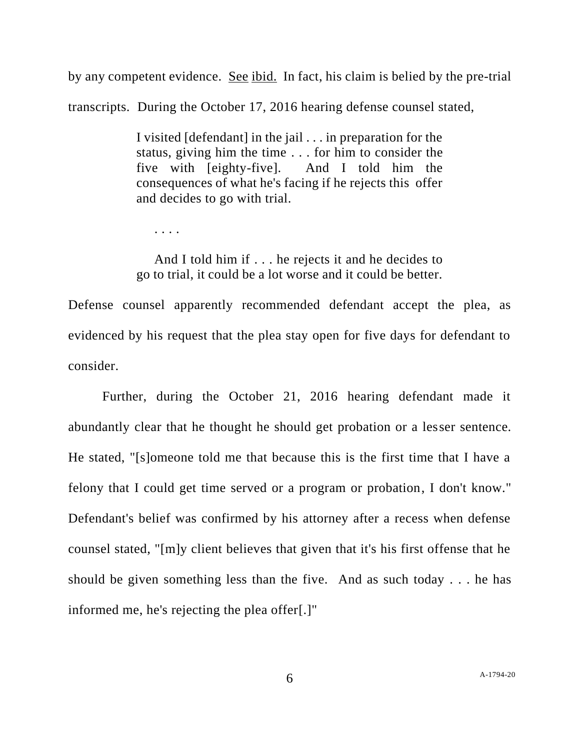by any competent evidence. See ibid. In fact, his claim is belied by the pre-trial transcripts. During the October 17, 2016 hearing defense counsel stated,

> I visited [defendant] in the jail . . . in preparation for the status, giving him the time . . . for him to consider the five with [eighty-five]. And I told him the consequences of what he's facing if he rejects this offer and decides to go with trial.
>
> . . . .
>
> And I told him if . . . he rejects it and he decides to go to trial, it could be a lot worse and it could be better.

Defense counsel apparently recommended defendant accept the plea, as evidenced by his request that the plea stay open for five days for defendant to consider.

Further, during the October 21, 2016 hearing defendant made it abundantly clear that he thought he should get probation or a lesser sentence. He stated, "[s]omeone told me that because this is the first time that I have a felony that I could get time served or a program or probation, I don't know." Defendant's belief was confirmed by his attorney after a recess when defense counsel stated, "[m]y client believes that given that it's his first offense that he should be given something less than the five. And as such today . . . he has informed me, he's rejecting the plea offer[.]"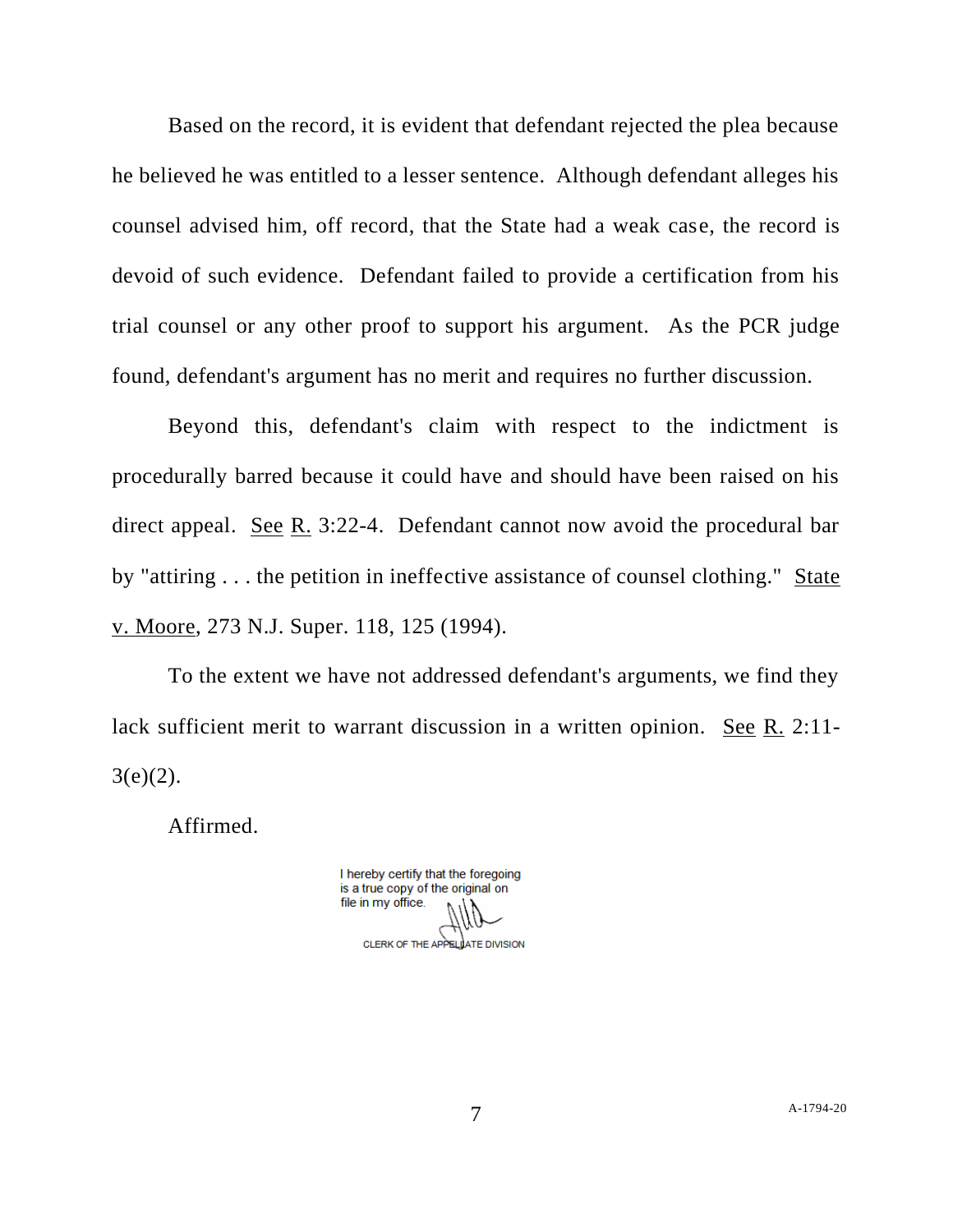Based on the record, it is evident that defendant rejected the plea because he believed he was entitled to a lesser sentence. Although defendant alleges his counsel advised him, off record, that the State had a weak case, the record is devoid of such evidence. Defendant failed to provide a certification from his trial counsel or any other proof to support his argument. As the PCR judge found, defendant's argument has no merit and requires no further discussion.

Beyond this, defendant's claim with respect to the indictment is procedurally barred because it could have and should have been raised on his direct appeal. See R. 3:22-4. Defendant cannot now avoid the procedural bar by "attiring . . . the petition in ineffective assistance of counsel clothing." State v. Moore, 273 N.J. Super. 118, 125 (1994).

To the extent we have not addressed defendant's arguments, we find they lack sufficient merit to warrant discussion in a written opinion. See R. 2:11-3(e)(2).

Affirmed.

I hereby certify that the foregoing is a true copy of the original on file in my office.

CLERK OF THE APPELLATE DIVISION